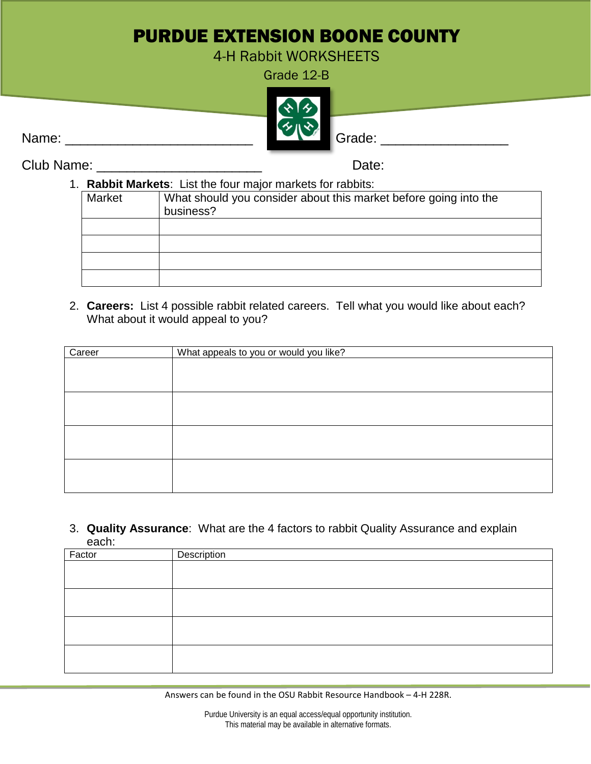# PURDUE EXTENSION BOONE COUNTY

4-H Rabbit WORKSHEETS

Grade 12-B

Name: ________________________ Grade: ________________

Club Name: ______________________ Date:

1. **Rabbit Markets**: List the four major markets for rabbits:

| Market | What should you consider about this market before going into the business? |
|---|---|
| | |
| | |
| | |
| | |

2. **Careers:** List 4 possible rabbit related careers. Tell what you would like about each? What about it would appeal to you?

| Career | What appeals to you or would you like? |
|---|---|
| | |
| | |
| | |
| | |

3. **Quality Assurance**: What are the 4 factors to rabbit Quality Assurance and explain each:

| Factor | Description |
|---|---|
| | |
| | |
| | |
| | |

Answers can be found in the OSU Rabbit Resource Handbook – 4-H 228R.

Purdue University is an equal access/equal opportunity institution.
This material may be available in alternative formats.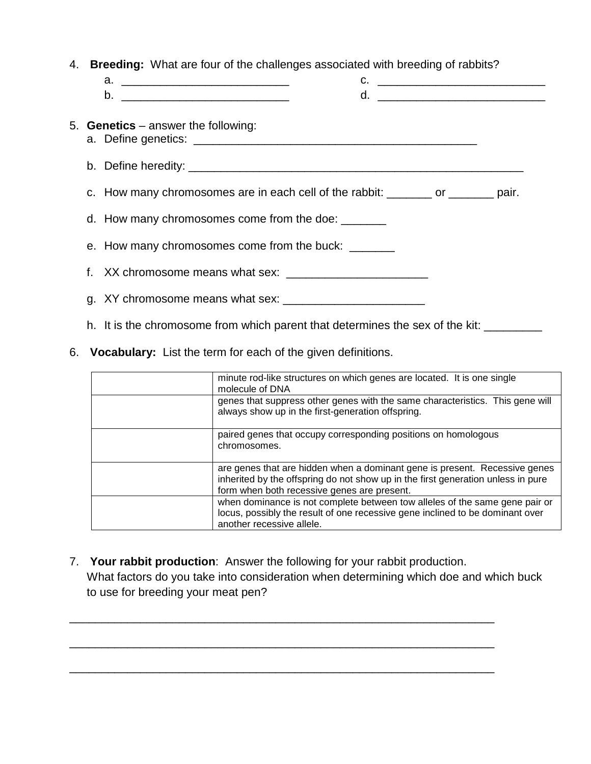4. **Breeding:** What are four of the challenges associated with breeding of rabbits?
   a. __________________________ c. __________________________
   b. __________________________ d. __________________________

5. **Genetics** – answer the following:
   a. Define genetics: ____________________________________________
   b. Define heredity: ____________________________________________________
   c. How many chromosomes are in each cell of the rabbit: _______ or _______ pair.
   d. How many chromosomes come from the doe: _______
   e. How many chromosomes come from the buck: _______
   f. XX chromosome means what sex: ______________________
   g. XY chromosome means what sex: ______________________
   h. It is the chromosome from which parent that determines the sex of the kit: _________

6. **Vocabulary:** List the term for each of the given definitions.

| | |
|---|---|
| | minute rod-like structures on which genes are located. It is one single molecule of DNA |
| | genes that suppress other genes with the same characteristics. This gene will always show up in the first-generation offspring. |
| | paired genes that occupy corresponding positions on homologous chromosomes. |
| | are genes that are hidden when a dominant gene is present. Recessive genes inherited by the offspring do not show up in the first generation unless in pure form when both recessive genes are present. |
| | when dominance is not complete between tow alleles of the same gene pair or locus, possibly the result of one recessive gene inclined to be dominant over another recessive allele. |

7. **Your rabbit production**: Answer the following for your rabbit production.
   What factors do you take into consideration when determining which doe and which buck to use for breeding your meat pen?

___________________________________________________________________

___________________________________________________________________

___________________________________________________________________